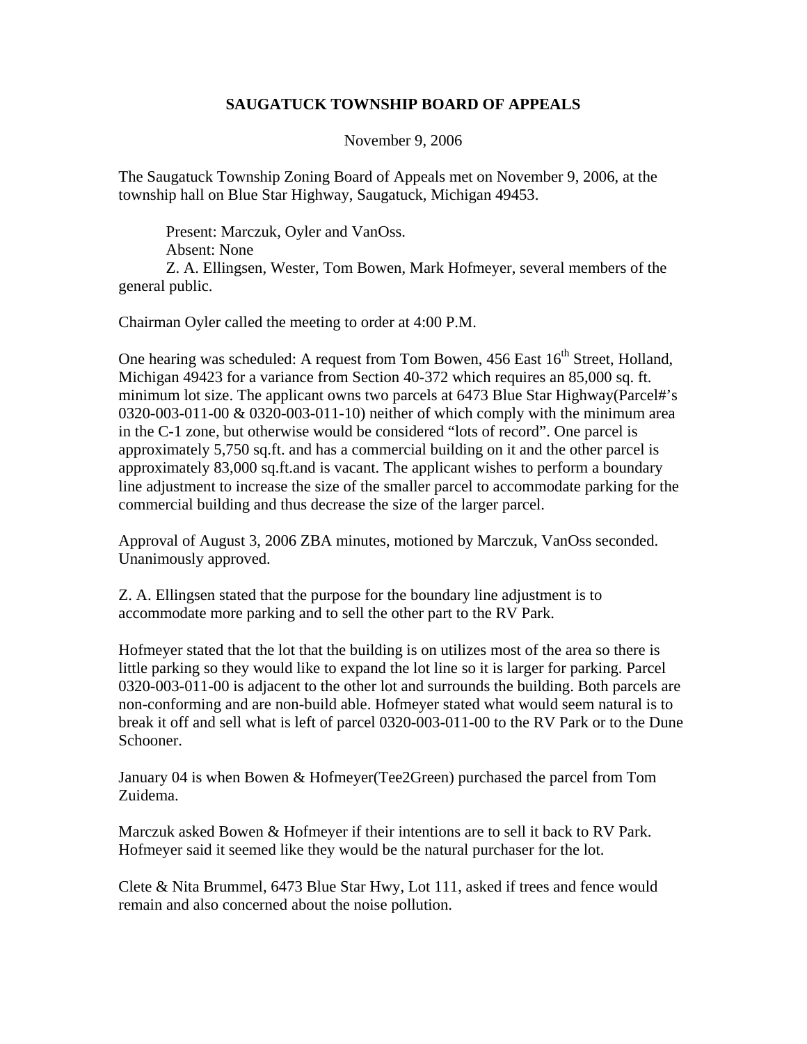# SAUGATUCK TOWNSHIP BOARD OF APPEALS

November 9, 2006

The Saugatuck Township Zoning Board of Appeals met on November 9, 2006, at the township hall on Blue Star Highway, Saugatuck, Michigan 49453.

Present: Marczuk, Oyler and VanOss.
Absent: None
Z. A. Ellingsen, Wester, Tom Bowen, Mark Hofmeyer, several members of the general public.

Chairman Oyler called the meeting to order at 4:00 P.M.

One hearing was scheduled: A request from Tom Bowen, 456 East 16th Street, Holland, Michigan 49423 for a variance from Section 40-372 which requires an 85,000 sq. ft. minimum lot size. The applicant owns two parcels at 6473 Blue Star Highway(Parcel#'s 0320-003-011-00 & 0320-003-011-10) neither of which comply with the minimum area in the C-1 zone, but otherwise would be considered "lots of record". One parcel is approximately 5,750 sq.ft. and has a commercial building on it and the other parcel is approximately 83,000 sq.ft.and is vacant. The applicant wishes to perform a boundary line adjustment to increase the size of the smaller parcel to accommodate parking for the commercial building and thus decrease the size of the larger parcel.

Approval of August 3, 2006 ZBA minutes, motioned by Marczuk, VanOss seconded. Unanimously approved.

Z. A. Ellingsen stated that the purpose for the boundary line adjustment is to accommodate more parking and to sell the other part to the RV Park.

Hofmeyer stated that the lot that the building is on utilizes most of the area so there is little parking so they would like to expand the lot line so it is larger for parking. Parcel 0320-003-011-00 is adjacent to the other lot and surrounds the building. Both parcels are non-conforming and are non-build able. Hofmeyer stated what would seem natural is to break it off and sell what is left of parcel 0320-003-011-00 to the RV Park or to the Dune Schooner.

January 04 is when Bowen & Hofmeyer(Tee2Green) purchased the parcel from Tom Zuidema.

Marczuk asked Bowen & Hofmeyer if their intentions are to sell it back to RV Park. Hofmeyer said it seemed like they would be the natural purchaser for the lot.

Clete & Nita Brummel, 6473 Blue Star Hwy, Lot 111, asked if trees and fence would remain and also concerned about the noise pollution.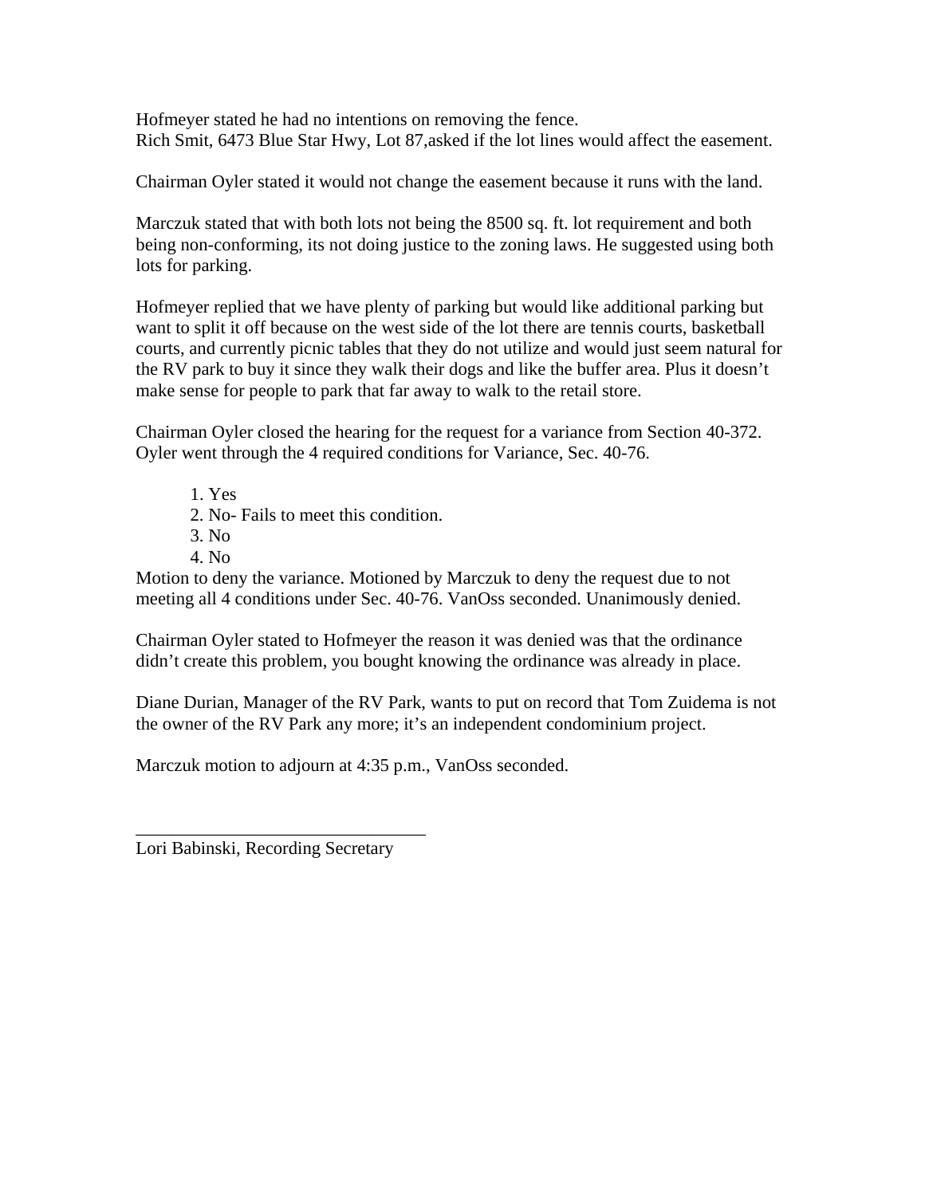Hofmeyer stated he had no intentions on removing the fence.
Rich Smit, 6473 Blue Star Hwy, Lot 87,asked if the lot lines would affect the easement.

Chairman Oyler stated it would not change the easement because it runs with the land.

Marczuk stated that with both lots not being the 8500 sq. ft. lot requirement and both being non-conforming, its not doing justice to the zoning laws. He suggested using both lots for parking.

Hofmeyer replied that we have plenty of parking but would like additional parking but want to split it off because on the west side of the lot there are tennis courts, basketball courts, and currently picnic tables that they do not utilize and would just seem natural for the RV park to buy it since they walk their dogs and like the buffer area. Plus it doesn't make sense for people to park that far away to walk to the retail store.

Chairman Oyler closed the hearing for the request for a variance from Section 40-372.
Oyler went through the 4 required conditions for Variance, Sec. 40-76.

1. Yes
2. No- Fails to meet this condition.
3. No
4. No

Motion to deny the variance. Motioned by Marczuk to deny the request due to not meeting all 4 conditions under Sec. 40-76. VanOss seconded. Unanimously denied.

Chairman Oyler stated to Hofmeyer the reason it was denied was that the ordinance didn't create this problem, you bought knowing the ordinance was already in place.

Diane Durian, Manager of the RV Park, wants to put on record that Tom Zuidema is not the owner of the RV Park any more; it's an independent condominium project.

Marczuk motion to adjourn at 4:35 p.m., VanOss seconded.

\_\_\_\_\_\_\_\_\_\_\_\_\_\_\_\_\_\_\_\_\_\_\_\_\_\_\_\_\_\_\_\_

Lori Babinski, Recording Secretary